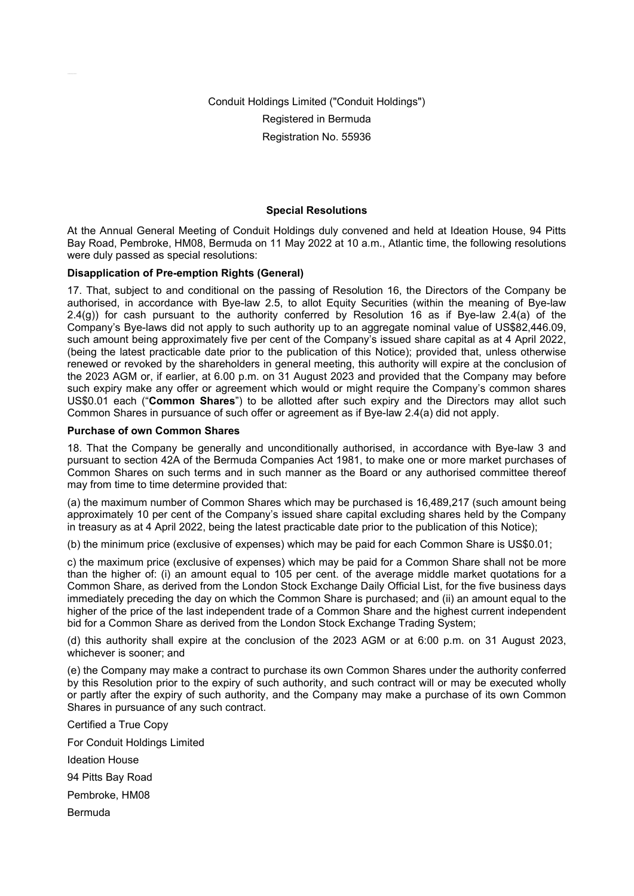Conduit Holdings Limited ("Conduit Holdings")
Registered in Bermuda
Registration No. 55936

**Special Resolutions**

At the Annual General Meeting of Conduit Holdings duly convened and held at Ideation House, 94 Pitts Bay Road, Pembroke, HM08, Bermuda on 11 May 2022 at 10 a.m., Atlantic time, the following resolutions were duly passed as special resolutions:

**Disapplication of Pre-emption Rights (General)**

17. That, subject to and conditional on the passing of Resolution 16, the Directors of the Company be authorised, in accordance with Bye-law 2.5, to allot Equity Securities (within the meaning of Bye-law 2.4(g)) for cash pursuant to the authority conferred by Resolution 16 as if Bye-law 2.4(a) of the Company's Bye-laws did not apply to such authority up to an aggregate nominal value of US$82,446.09, such amount being approximately five per cent of the Company's issued share capital as at 4 April 2022, (being the latest practicable date prior to the publication of this Notice); provided that, unless otherwise renewed or revoked by the shareholders in general meeting, this authority will expire at the conclusion of the 2023 AGM or, if earlier, at 6.00 p.m. on 31 August 2023 and provided that the Company may before such expiry make any offer or agreement which would or might require the Company's common shares US$0.01 each ("**Common Shares**") to be allotted after such expiry and the Directors may allot such Common Shares in pursuance of such offer or agreement as if Bye-law 2.4(a) did not apply.

**Purchase of own Common Shares**

18. That the Company be generally and unconditionally authorised, in accordance with Bye-law 3 and pursuant to section 42A of the Bermuda Companies Act 1981, to make one or more market purchases of Common Shares on such terms and in such manner as the Board or any authorised committee thereof may from time to time determine provided that:

(a) the maximum number of Common Shares which may be purchased is 16,489,217 (such amount being approximately 10 per cent of the Company's issued share capital excluding shares held by the Company in treasury as at 4 April 2022, being the latest practicable date prior to the publication of this Notice);

(b) the minimum price (exclusive of expenses) which may be paid for each Common Share is US$0.01;

c) the maximum price (exclusive of expenses) which may be paid for a Common Share shall not be more than the higher of: (i) an amount equal to 105 per cent. of the average middle market quotations for a Common Share, as derived from the London Stock Exchange Daily Official List, for the five business days immediately preceding the day on which the Common Share is purchased; and (ii) an amount equal to the higher of the price of the last independent trade of a Common Share and the highest current independent bid for a Common Share as derived from the London Stock Exchange Trading System;

(d) this authority shall expire at the conclusion of the 2023 AGM or at 6:00 p.m. on 31 August 2023, whichever is sooner; and

(e) the Company may make a contract to purchase its own Common Shares under the authority conferred by this Resolution prior to the expiry of such authority, and such contract will or may be executed wholly or partly after the expiry of such authority, and the Company may make a purchase of its own Common Shares in pursuance of any such contract.

Certified a True Copy

For Conduit Holdings Limited

Ideation House

94 Pitts Bay Road

Pembroke, HM08

Bermuda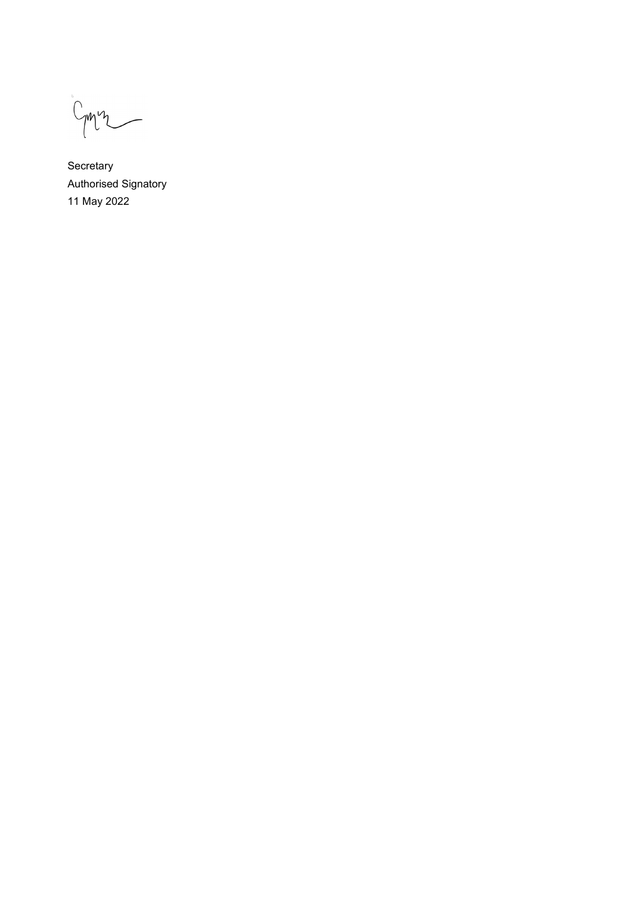Secretary
Authorised Signatory
11 May 2022